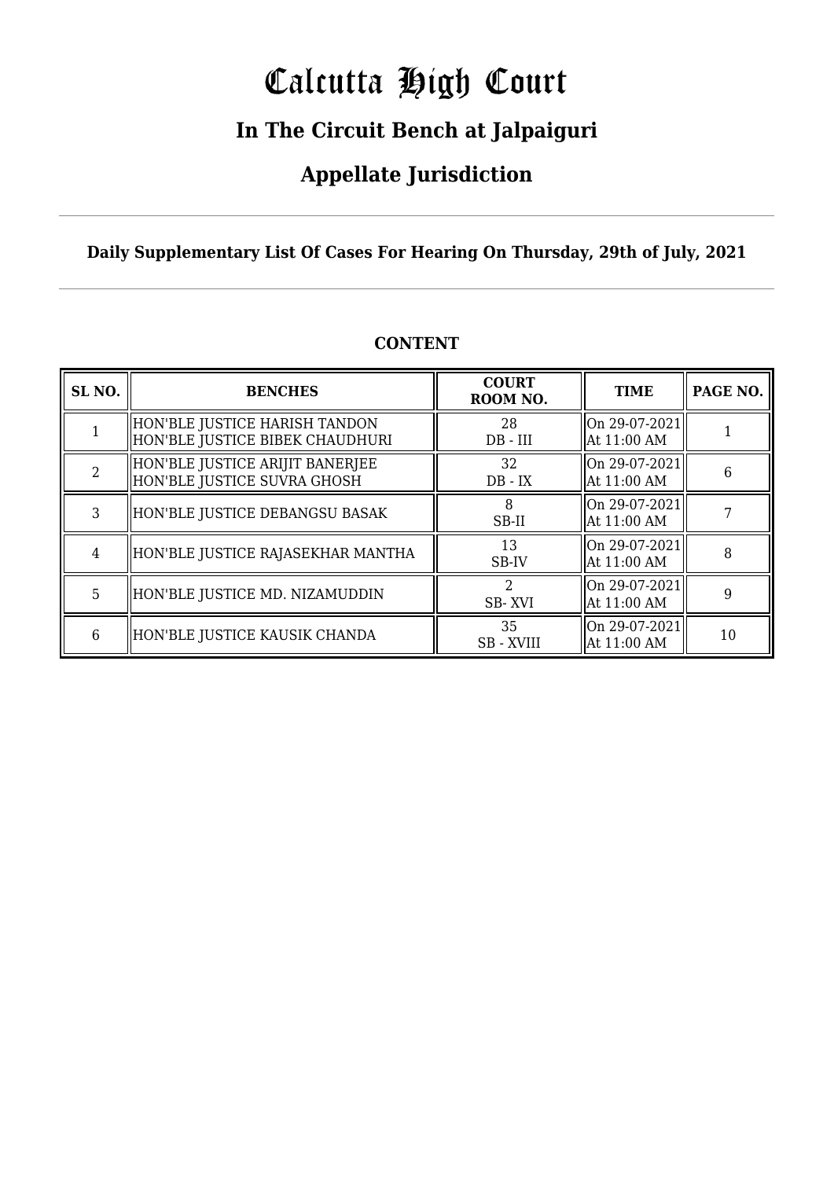# Calcutta High Court

## In The Circuit Bench at Jalpaiguri

## Appellate Jurisdiction

**Daily Supplementary List Of Cases For Hearing On Thursday, 29th of July, 2021**

**CONTENT**

| SL NO. | BENCHES | COURT ROOM NO. | TIME | PAGE NO. |
|---|---|---|---|---|
| 1 | HON'BLE JUSTICE HARISH TANDON<br>HON'BLE JUSTICE BIBEK CHAUDHURI | 28<br>DB - III | On 29-07-2021<br>At 11:00 AM | 1 |
| 2 | HON'BLE JUSTICE ARIJIT BANERJEE<br>HON'BLE JUSTICE SUVRA GHOSH | 32<br>DB - IX | On 29-07-2021<br>At 11:00 AM | 6 |
| 3 | HON'BLE JUSTICE DEBANGSU BASAK | 8<br>SB-II | On 29-07-2021<br>At 11:00 AM | 7 |
| 4 | HON'BLE JUSTICE RAJASEKHAR MANTHA | 13<br>SB-IV | On 29-07-2021<br>At 11:00 AM | 8 |
| 5 | HON'BLE JUSTICE MD. NIZAMUDDIN | 2<br>SB- XVI | On 29-07-2021<br>At 11:00 AM | 9 |
| 6 | HON'BLE JUSTICE KAUSIK CHANDA | 35<br>SB - XVIII | On 29-07-2021<br>At 11:00 AM | 10 |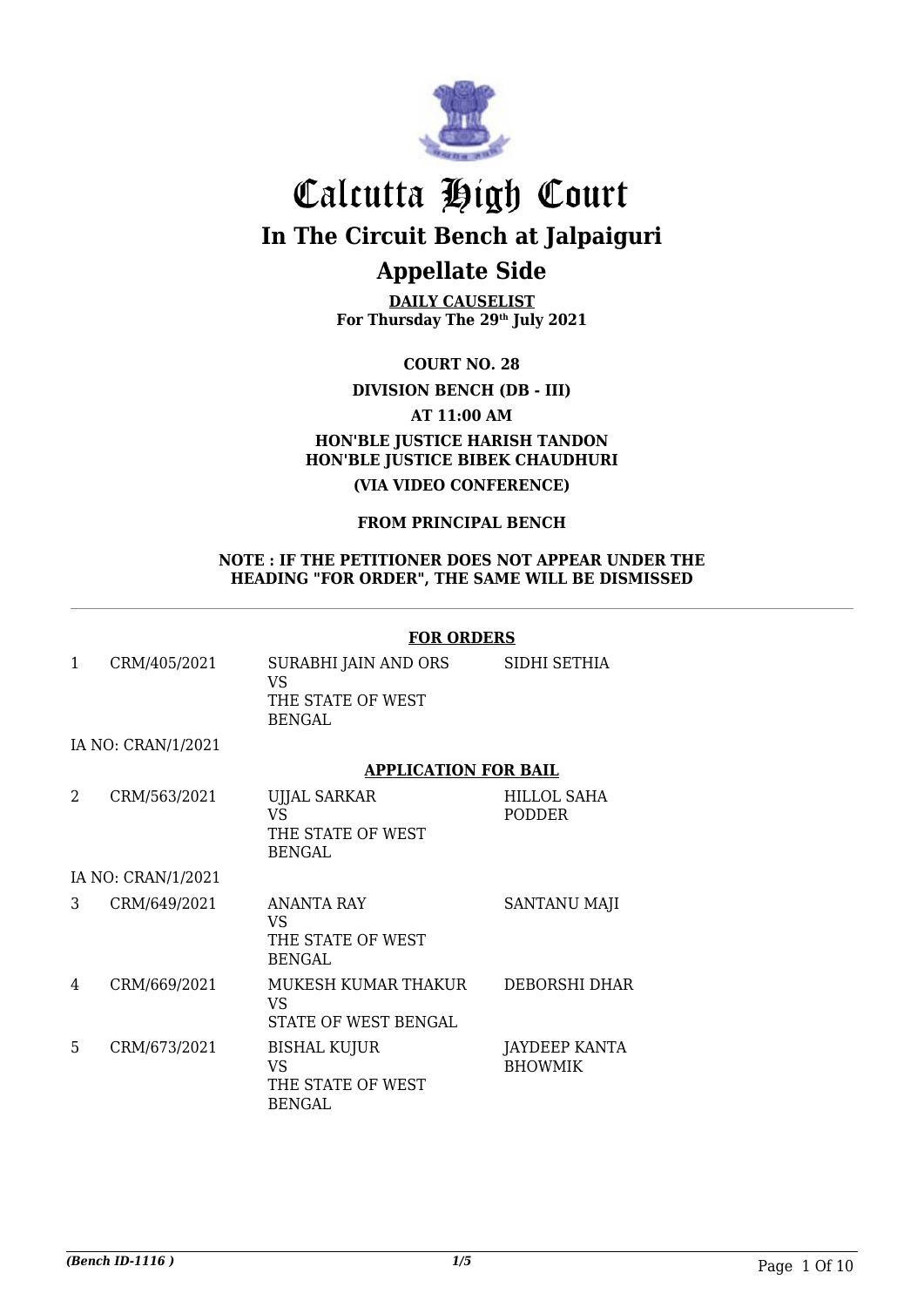# Calcutta High Court

## In The Circuit Bench at Jalpaiguri

## Appellate Side

**DAILY CAUSELIST**
**For Thursday The 29th July 2021**

**COURT NO. 28**

**DIVISION BENCH (DB - III)**

**AT 11:00 AM**

**HON'BLE JUSTICE HARISH TANDON**
**HON'BLE JUSTICE BIBEK CHAUDHURI**

**(VIA VIDEO CONFERENCE)**

**FROM PRINCIPAL BENCH**

**NOTE : IF THE PETITIONER DOES NOT APPEAR UNDER THE HEADING "FOR ORDER", THE SAME WILL BE DISMISSED**

---

**FOR ORDERS**

| | | | |
|---|---|---|---|
| 1 | CRM/405/2021 | SURABHI JAIN AND ORS<br>VS<br>THE STATE OF WEST BENGAL | SIDHI SETHIA |
| | IA NO: CRAN/1/2021 | | |

**APPLICATION FOR BAIL**

| | | | |
|---|---|---|---|
| 2 | CRM/563/2021 | UJJAL SARKAR<br>VS<br>THE STATE OF WEST BENGAL | HILLOL SAHA PODDER |
| | IA NO: CRAN/1/2021 | | |
| 3 | CRM/649/2021 | ANANTA RAY<br>VS<br>THE STATE OF WEST BENGAL | SANTANU MAJI |
| 4 | CRM/669/2021 | MUKESH KUMAR THAKUR<br>VS<br>STATE OF WEST BENGAL | DEBORSHI DHAR |
| 5 | CRM/673/2021 | BISHAL KUJUR<br>VS<br>THE STATE OF WEST BENGAL | JAYDEEP KANTA BHOWMIK |

*(Bench ID-1116 )*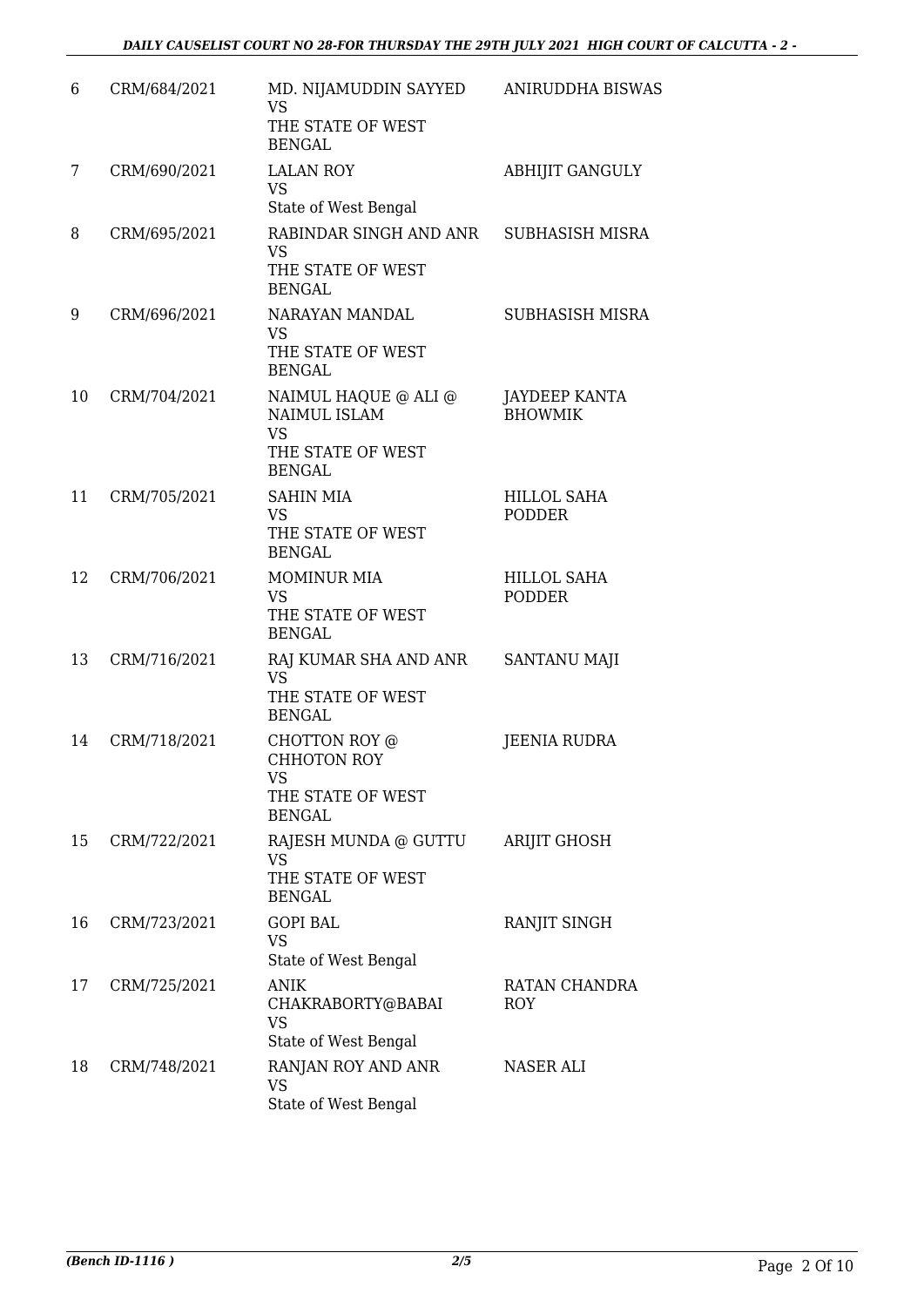| 6 | CRM/684/2021 | MD. NIJAMUDDIN SAYYED<br>VS<br>THE STATE OF WEST BENGAL | ANIRUDDHA BISWAS |
|---|---|---|---|
| 7 | CRM/690/2021 | LALAN ROY<br>VS<br>State of West Bengal | ABHIJIT GANGULY |
| 8 | CRM/695/2021 | RABINDAR SINGH AND ANR<br>VS<br>THE STATE OF WEST BENGAL | SUBHASISH MISRA |
| 9 | CRM/696/2021 | NARAYAN MANDAL<br>VS<br>THE STATE OF WEST BENGAL | SUBHASISH MISRA |
| 10 | CRM/704/2021 | NAIMUL HAQUE @ ALI @ NAIMUL ISLAM<br>VS<br>THE STATE OF WEST BENGAL | JAYDEEP KANTA BHOWMIK |
| 11 | CRM/705/2021 | SAHIN MIA<br>VS<br>THE STATE OF WEST BENGAL | HILLOL SAHA PODDER |
| 12 | CRM/706/2021 | MOMINUR MIA<br>VS<br>THE STATE OF WEST BENGAL | HILLOL SAHA PODDER |
| 13 | CRM/716/2021 | RAJ KUMAR SHA AND ANR<br>VS<br>THE STATE OF WEST BENGAL | SANTANU MAJI |
| 14 | CRM/718/2021 | CHOTTON ROY @ CHHOTON ROY<br>VS<br>THE STATE OF WEST BENGAL | JEENIA RUDRA |
| 15 | CRM/722/2021 | RAJESH MUNDA @ GUTTU<br>VS<br>THE STATE OF WEST BENGAL | ARIJIT GHOSH |
| 16 | CRM/723/2021 | GOPI BAL<br>VS<br>State of West Bengal | RANJIT SINGH |
| 17 | CRM/725/2021 | ANIK CHAKRABORTY@BABAI<br>VS<br>State of West Bengal | RATAN CHANDRA ROY |
| 18 | CRM/748/2021 | RANJAN ROY AND ANR<br>VS<br>State of West Bengal | NASER ALI |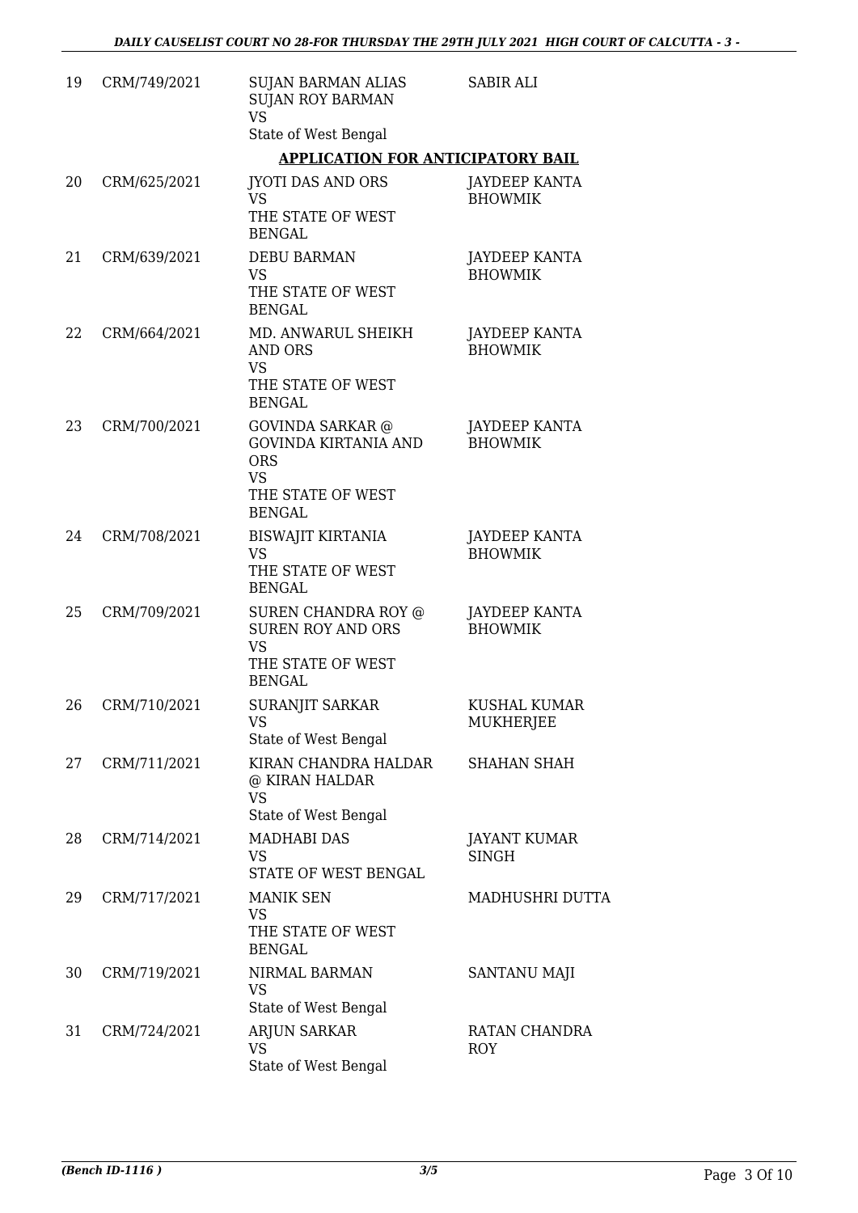| 19 | CRM/749/2021 | SUJAN BARMAN ALIAS SUJAN ROY BARMAN VS State of West Bengal | SABIR ALI |
|---|---|---|---|

**APPLICATION FOR ANTICIPATORY BAIL**

| | | | |
|---|---|---|---|
| 20 | CRM/625/2021 | JYOTI DAS AND ORS VS THE STATE OF WEST BENGAL | JAYDEEP KANTA BHOWMIK |
| 21 | CRM/639/2021 | DEBU BARMAN VS THE STATE OF WEST BENGAL | JAYDEEP KANTA BHOWMIK |
| 22 | CRM/664/2021 | MD. ANWARUL SHEIKH AND ORS VS THE STATE OF WEST BENGAL | JAYDEEP KANTA BHOWMIK |
| 23 | CRM/700/2021 | GOVINDA SARKAR @ GOVINDA KIRTANIA AND ORS VS THE STATE OF WEST BENGAL | JAYDEEP KANTA BHOWMIK |
| 24 | CRM/708/2021 | BISWAJIT KIRTANIA VS THE STATE OF WEST BENGAL | JAYDEEP KANTA BHOWMIK |
| 25 | CRM/709/2021 | SUREN CHANDRA ROY @ SUREN ROY AND ORS VS THE STATE OF WEST BENGAL | JAYDEEP KANTA BHOWMIK |
| 26 | CRM/710/2021 | SURANJIT SARKAR VS State of West Bengal | KUSHAL KUMAR MUKHERJEE |
| 27 | CRM/711/2021 | KIRAN CHANDRA HALDAR @ KIRAN HALDAR VS State of West Bengal | SHAHAN SHAH |
| 28 | CRM/714/2021 | MADHABI DAS VS STATE OF WEST BENGAL | JAYANT KUMAR SINGH |
| 29 | CRM/717/2021 | MANIK SEN VS THE STATE OF WEST BENGAL | MADHUSHRI DUTTA |
| 30 | CRM/719/2021 | NIRMAL BARMAN VS State of West Bengal | SANTANU MAJI |
| 31 | CRM/724/2021 | ARJUN SARKAR VS State of West Bengal | RATAN CHANDRA ROY |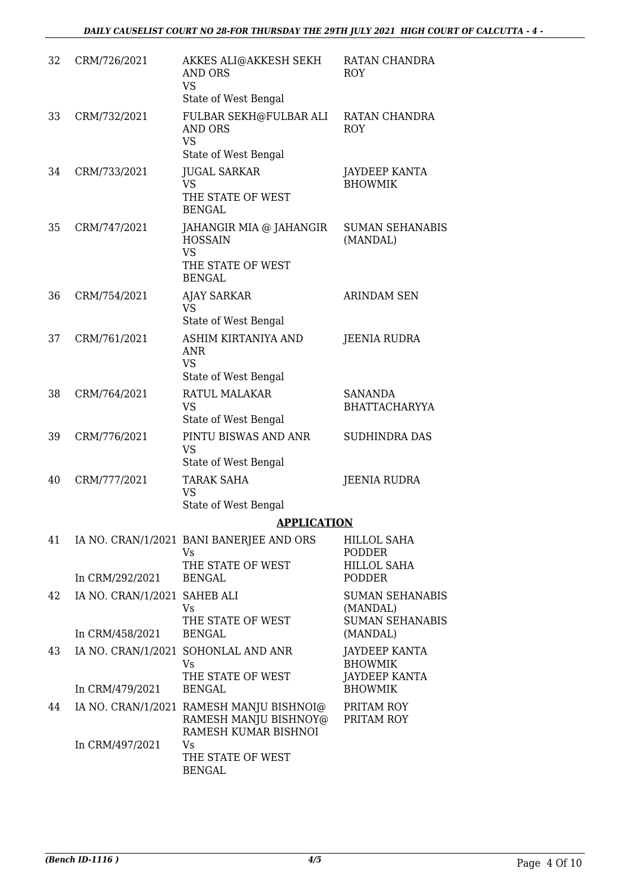| | | | |
|---|---|---|---|
| 32 | CRM/726/2021 | AKKES ALI@AKKESH SEKH AND ORS<br>VS<br>State of West Bengal | RATAN CHANDRA ROY |
| 33 | CRM/732/2021 | FULBAR SEKH@FULBAR ALI AND ORS<br>VS<br>State of West Bengal | RATAN CHANDRA ROY |
| 34 | CRM/733/2021 | JUGAL SARKAR<br>VS<br>THE STATE OF WEST BENGAL | JAYDEEP KANTA BHOWMIK |
| 35 | CRM/747/2021 | JAHANGIR MIA @ JAHANGIR HOSSAIN<br>VS<br>THE STATE OF WEST BENGAL | SUMAN SEHANABIS (MANDAL) |
| 36 | CRM/754/2021 | AJAY SARKAR<br>VS<br>State of West Bengal | ARINDAM SEN |
| 37 | CRM/761/2021 | ASHIM KIRTANIYA AND ANR<br>VS<br>State of West Bengal | JEENIA RUDRA |
| 38 | CRM/764/2021 | RATUL MALAKAR<br>VS<br>State of West Bengal | SANANDA BHATTACHARYYA |
| 39 | CRM/776/2021 | PINTU BISWAS AND ANR<br>VS<br>State of West Bengal | SUDHINDRA DAS |
| 40 | CRM/777/2021 | TARAK SAHA<br>VS<br>State of West Bengal | JEENIA RUDRA |

## APPLICATION

| | | | |
|---|---|---|---|
| 41 | IA NO. CRAN/1/2021<br>In CRM/292/2021 | BANI BANERJEE AND ORS<br>Vs<br>THE STATE OF WEST BENGAL | HILLOL SAHA PODDER<br>HILLOL SAHA PODDER |
| 42 | IA NO. CRAN/1/2021<br>In CRM/458/2021 | SAHEB ALI<br>Vs<br>THE STATE OF WEST BENGAL | SUMAN SEHANABIS (MANDAL)<br>SUMAN SEHANABIS (MANDAL) |
| 43 | IA NO. CRAN/1/2021<br>In CRM/479/2021 | SOHONLAL AND ANR<br>Vs<br>THE STATE OF WEST BENGAL | JAYDEEP KANTA BHOWMIK<br>JAYDEEP KANTA BHOWMIK |
| 44 | IA NO. CRAN/1/2021<br>In CRM/497/2021 | RAMESH MANJU BISHNOI@ RAMESH MANJU BISHNOY@ RAMESH KUMAR BISHNOI<br>Vs<br>THE STATE OF WEST BENGAL | PRITAM ROY<br>PRITAM ROY |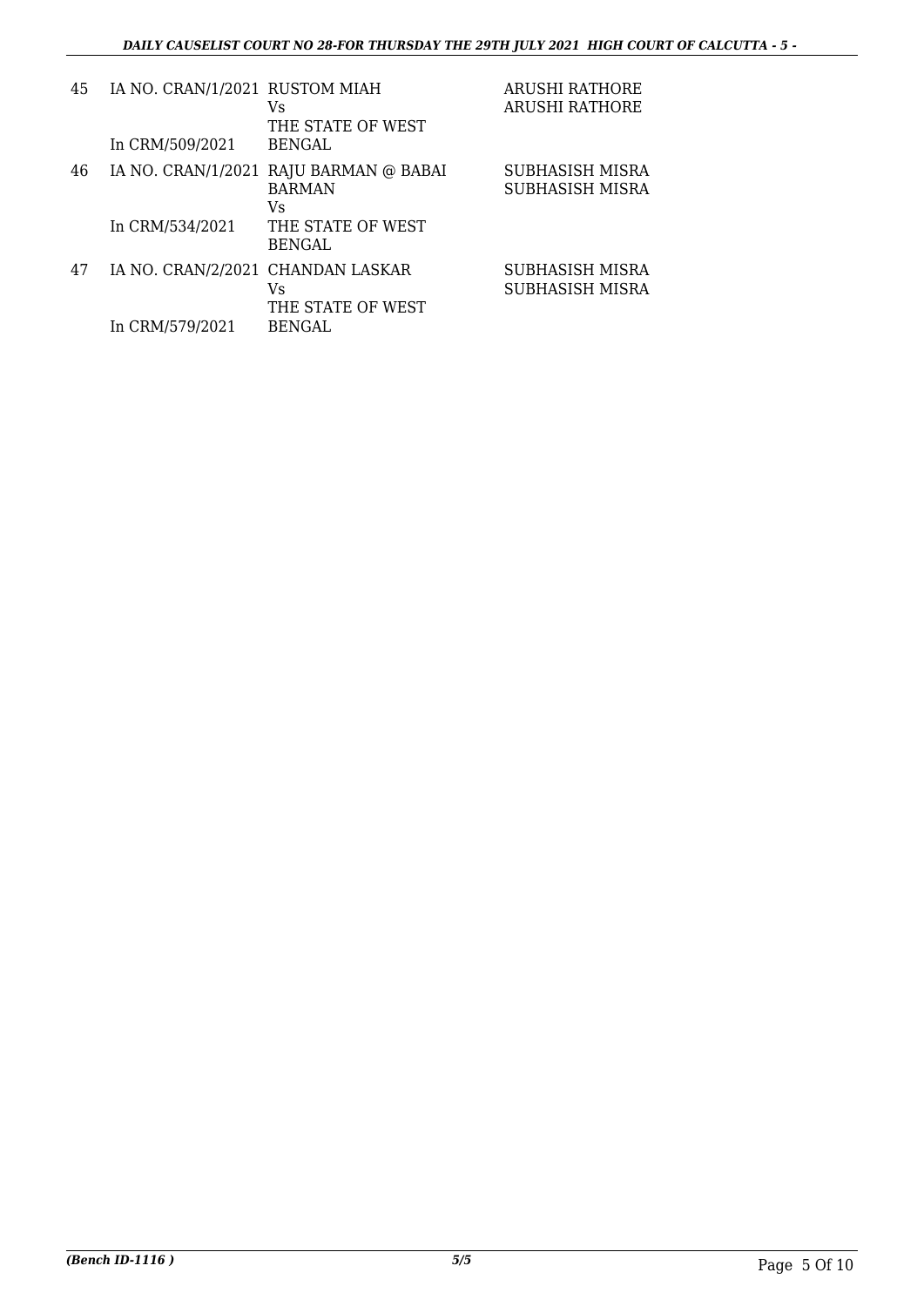| | | | |
|---|---|---|---|
| 45 | IA NO. CRAN/1/2021<br>In CRM/509/2021 | RUSTOM MIAH<br>Vs<br>THE STATE OF WEST BENGAL | ARUSHI RATHORE<br>ARUSHI RATHORE |
| 46 | IA NO. CRAN/1/2021<br>In CRM/534/2021 | RAJU BARMAN @ BABAI BARMAN<br>Vs<br>THE STATE OF WEST BENGAL | SUBHASISH MISRA<br>SUBHASISH MISRA |
| 47 | IA NO. CRAN/2/2021<br>In CRM/579/2021 | CHANDAN LASKAR<br>Vs<br>THE STATE OF WEST BENGAL | SUBHASISH MISRA<br>SUBHASISH MISRA |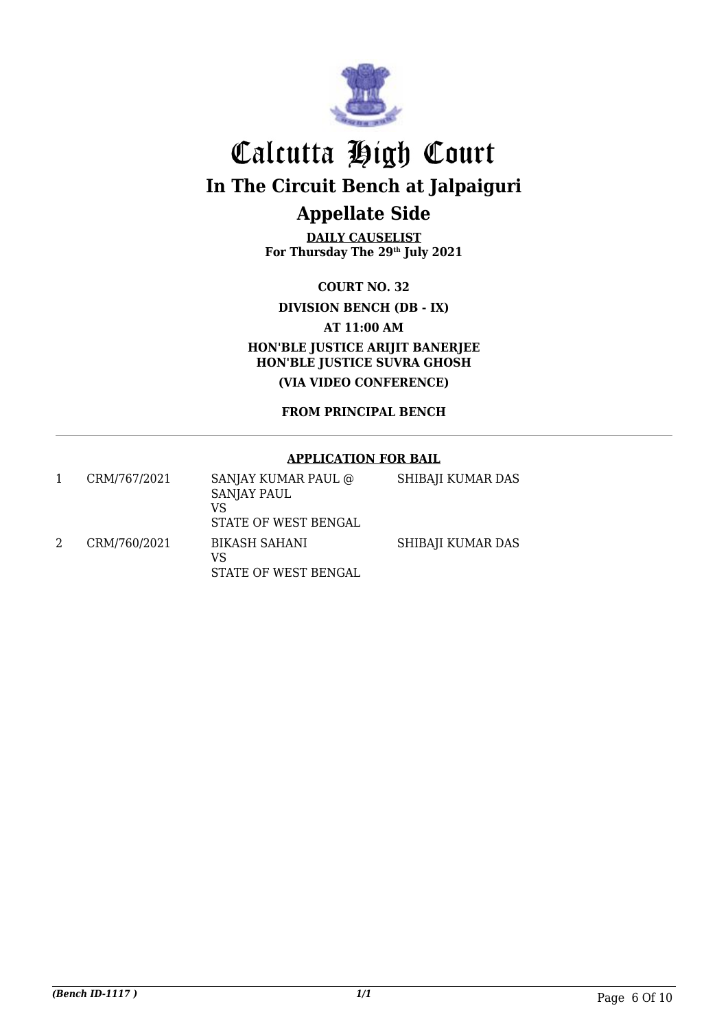# Calcutta High Court

## In The Circuit Bench at Jalpaiguri

## Appellate Side

**DAILY CAUSELIST**
**For Thursday The 29th July 2021**

**COURT NO. 32**

**DIVISION BENCH (DB - IX)**

**AT 11:00 AM**

**HON'BLE JUSTICE ARIJIT BANERJEE**
**HON'BLE JUSTICE SUVRA GHOSH**

**(VIA VIDEO CONFERENCE)**

**FROM PRINCIPAL BENCH**

**APPLICATION FOR BAIL**

| | | | |
|---|---|---|---|
| 1 | CRM/767/2021 | SANJAY KUMAR PAUL @ SANJAY PAUL<br>VS<br>STATE OF WEST BENGAL | SHIBAJI KUMAR DAS |
| 2 | CRM/760/2021 | BIKASH SAHANI<br>VS<br>STATE OF WEST BENGAL | SHIBAJI KUMAR DAS |

*(Bench ID-1117 )*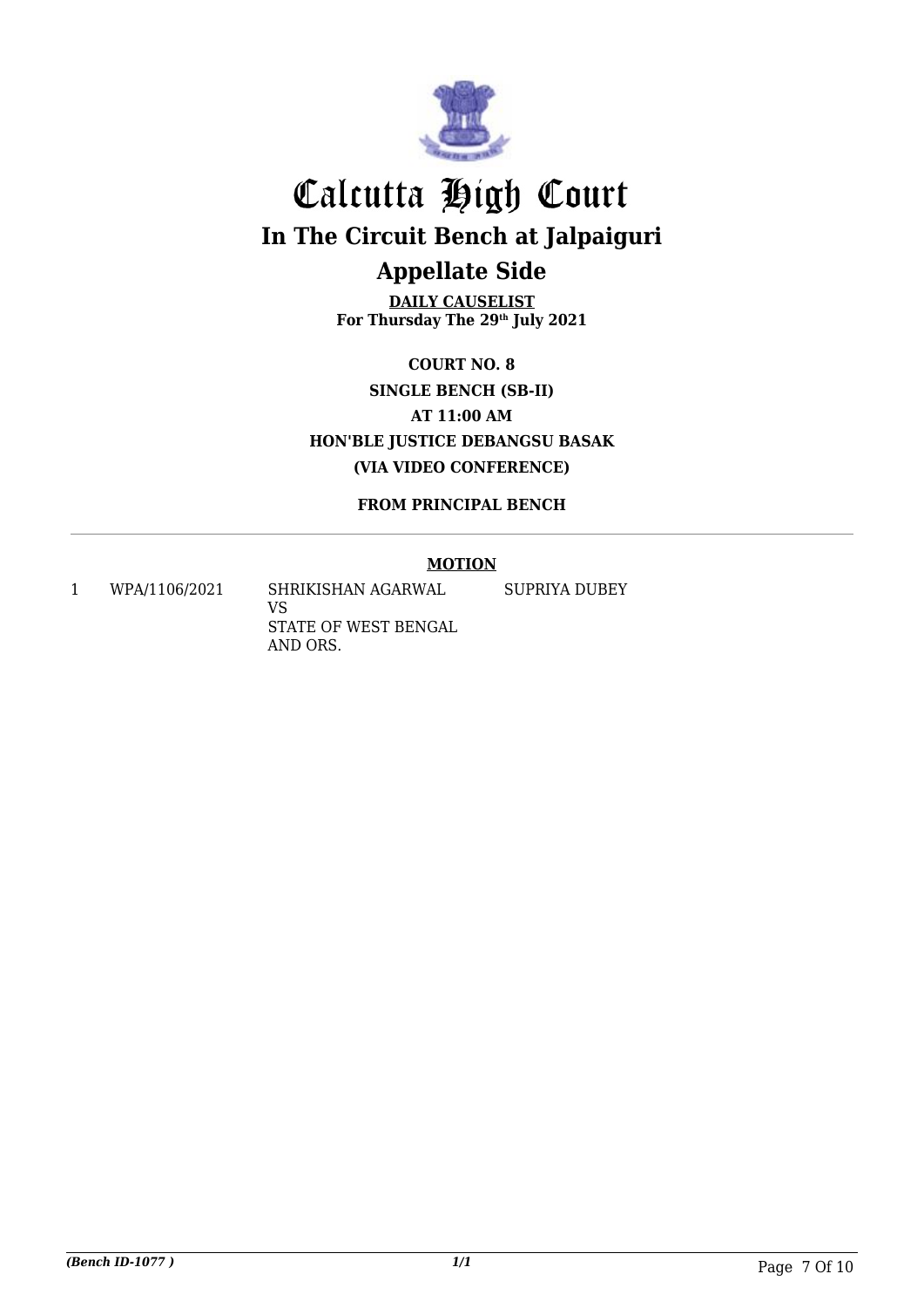# Calcutta High Court

## In The Circuit Bench at Jalpaiguri

## Appellate Side

**DAILY CAUSELIST**
**For Thursday The 29th July 2021**

**COURT NO. 8**
**SINGLE BENCH (SB-II)**
**AT 11:00 AM**
**HON'BLE JUSTICE DEBANGSU BASAK**
**(VIA VIDEO CONFERENCE)**

**FROM PRINCIPAL BENCH**

**MOTION**

| | | | |
|---|---|---|---|
| 1 | WPA/1106/2021 | SHRIKISHAN AGARWAL<br>VS<br>STATE OF WEST BENGAL AND ORS. | SUPRIYA DUBEY |

*(Bench ID-1077 )*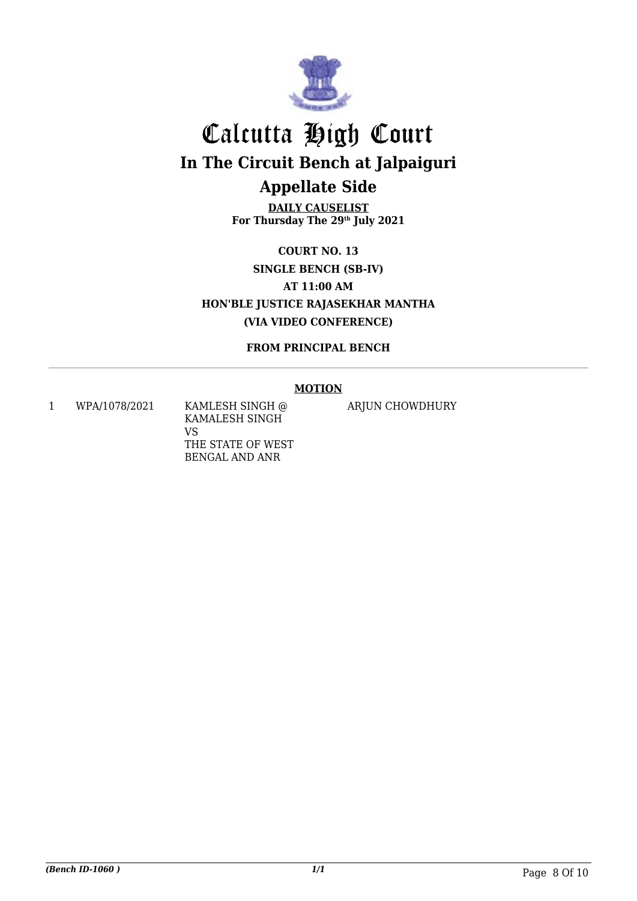# Calcutta High Court

## In The Circuit Bench at Jalpaiguri

## Appellate Side

**DAILY CAUSELIST**
**For Thursday The 29th July 2021**

**COURT NO. 13**
**SINGLE BENCH (SB-IV)**
**AT 11:00 AM**
**HON'BLE JUSTICE RAJASEKHAR MANTHA**
**(VIA VIDEO CONFERENCE)**

**FROM PRINCIPAL BENCH**

**MOTION**

| | | | |
|---|---|---|---|
| 1 | WPA/1078/2021 | KAMLESH SINGH @ KAMALESH SINGH VS THE STATE OF WEST BENGAL AND ANR | ARJUN CHOWDHURY |

*(Bench ID-1060 )* 1/1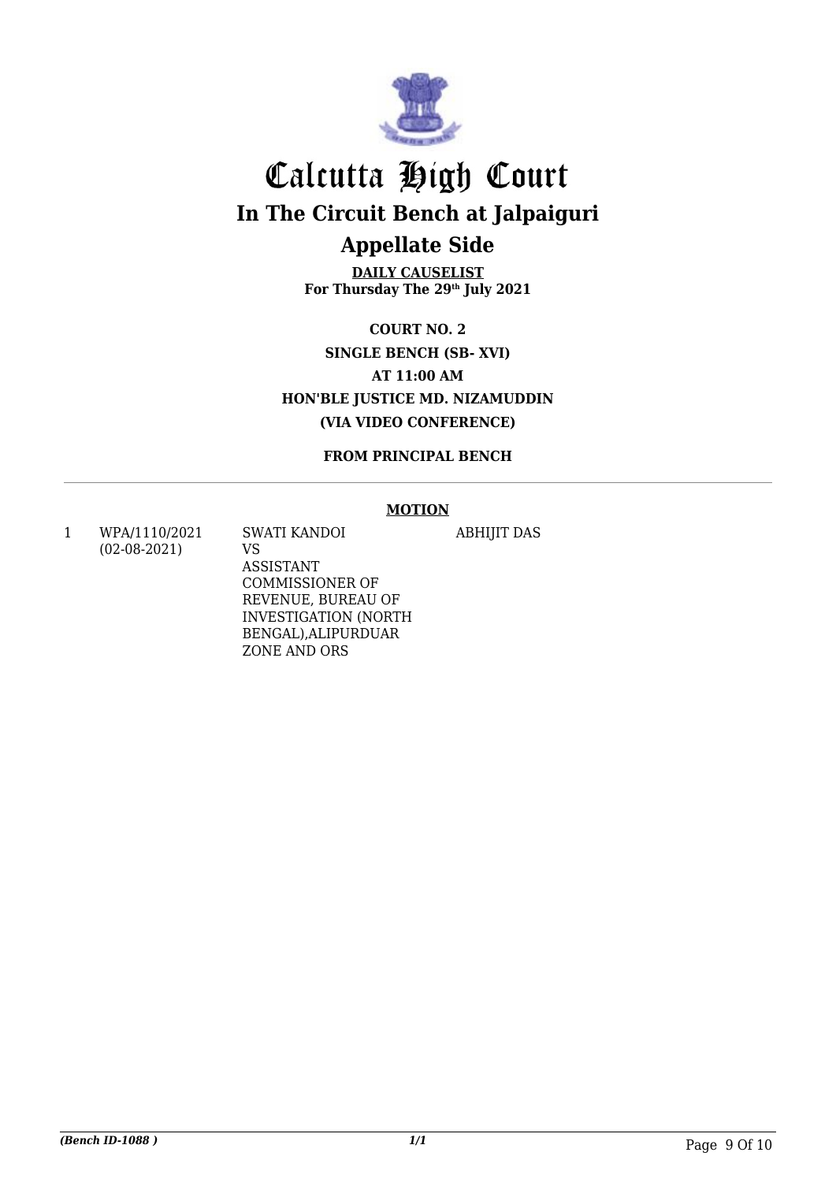# Calcutta High Court

## In The Circuit Bench at Jalpaiguri

## Appellate Side

**DAILY CAUSELIST**
**For Thursday The 29th July 2021**

**COURT NO. 2**
**SINGLE BENCH (SB- XVI)**
**AT 11:00 AM**
**HON'BLE JUSTICE MD. NIZAMUDDIN**
**(VIA VIDEO CONFERENCE)**

**FROM PRINCIPAL BENCH**

**MOTION**

| | | | |
|---|---|---|---|
| 1 | WPA/1110/2021 (02-08-2021) | SWATI KANDOI VS ASSISTANT COMMISSIONER OF REVENUE, BUREAU OF INVESTIGATION (NORTH BENGAL),ALIPURDUAR ZONE AND ORS | ABHIJIT DAS |

*(Bench ID-1088 )*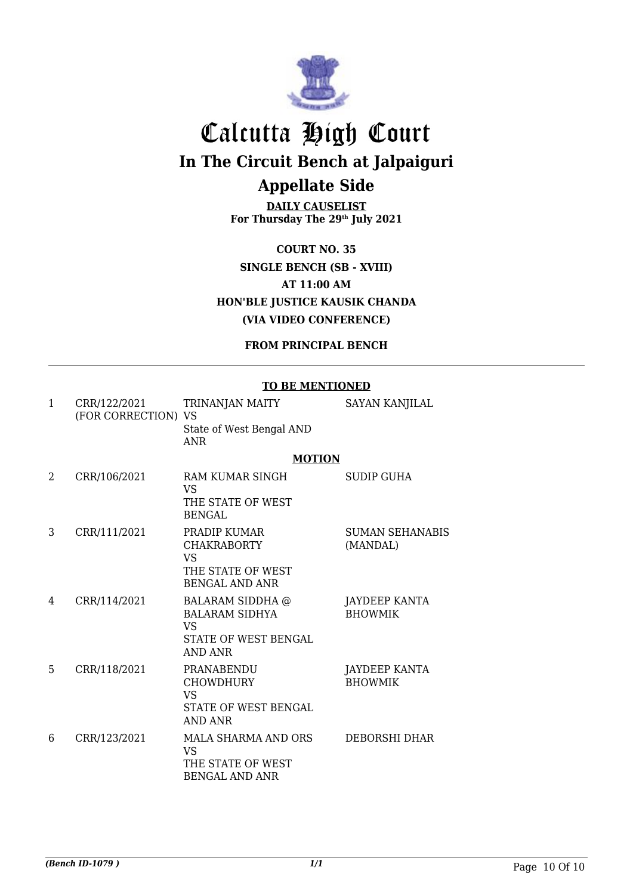# Calcutta High Court

## In The Circuit Bench at Jalpaiguri

## Appellate Side

**DAILY CAUSELIST**
**For Thursday The 29th July 2021**

**COURT NO. 35**
**SINGLE BENCH (SB - XVIII)**
**AT 11:00 AM**
**HON'BLE JUSTICE KAUSIK CHANDA**
**(VIA VIDEO CONFERENCE)**

**FROM PRINCIPAL BENCH**

**TO BE MENTIONED**

| | | | |
|---|---|---|---|
| 1 | CRR/122/2021 (FOR CORRECTION) | TRINANJAN MAITY VS State of West Bengal AND ANR | SAYAN KANJILAL |

**MOTION**

| | | | |
|---|---|---|---|
| 2 | CRR/106/2021 | RAM KUMAR SINGH VS THE STATE OF WEST BENGAL | SUDIP GUHA |
| 3 | CRR/111/2021 | PRADIP KUMAR CHAKRABORTY VS THE STATE OF WEST BENGAL AND ANR | SUMAN SEHANABIS (MANDAL) |
| 4 | CRR/114/2021 | BALARAM SIDDHA @ BALARAM SIDHYA VS STATE OF WEST BENGAL AND ANR | JAYDEEP KANTA BHOWMIK |
| 5 | CRR/118/2021 | PRANABENDU CHOWDHURY VS STATE OF WEST BENGAL AND ANR | JAYDEEP KANTA BHOWMIK |
| 6 | CRR/123/2021 | MALA SHARMA AND ORS VS THE STATE OF WEST BENGAL AND ANR | DEBORSHI DHAR |